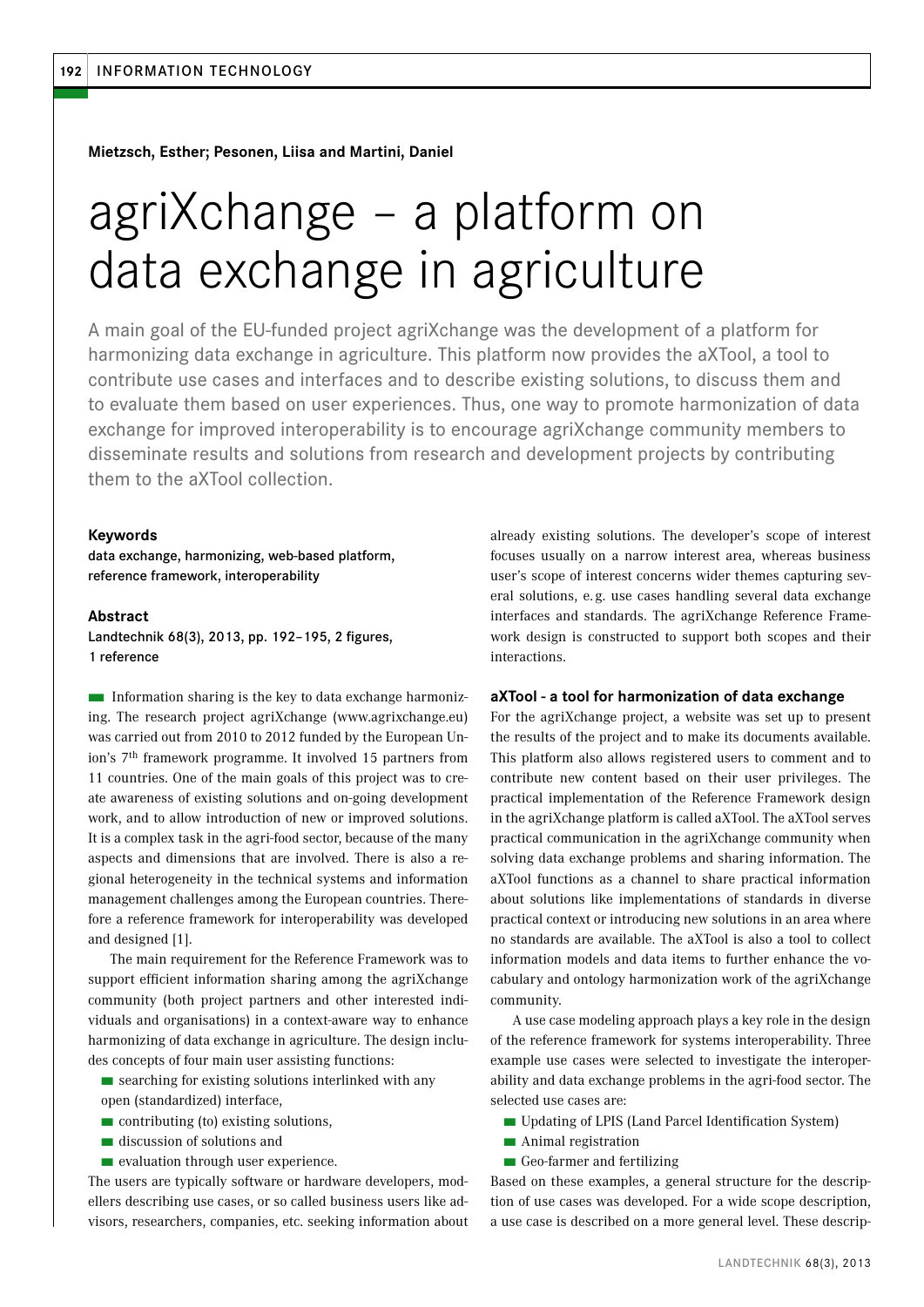**Mietzsch, Esther; Pesonen, Liisa and Martini, Daniel**

# agriXchange – a platform on data exchange in agriculture

A main goal of the EU-funded project agriXchange was the development of a platform for harmonizing data exchange in agriculture. This platform now provides the aXTool, a tool to contribute use cases and interfaces and to describe existing solutions, to discuss them and to evaluate them based on user experiences. Thus, one way to promote harmonization of data exchange for improved interoperability is to encourage agriXchange community members to disseminate results and solutions from research and development projects by contributing them to the aXTool collection.

### Keywords

data exchange, harmonizing, web-based platform, reference framework, interoperability

### Abstract

Landtechnik 68(3), 2013, pp. 192–195, 2 figures, 1 reference

Information sharing is the key to data exchange harmonizing. The research project agriXchange (www.agrixchange.eu) was carried out from 2010 to 2012 funded by the European Union's 7th framework programme. It involved 15 partners from 11 countries. One of the main goals of this project was to create awareness of existing solutions and on-going development work, and to allow introduction of new or improved solutions. It is a complex task in the agri-food sector, because of the many aspects and dimensions that are involved. There is also a regional heterogeneity in the technical systems and information management challenges among the European countries. Therefore a reference framework for interoperability was developed and designed [1].

The main requirement for the Reference Framework was to support efficient information sharing among the agriXchange community (both project partners and other interested individuals and organisations) in a context-aware way to enhance harmonizing of data exchange in agriculture. The design includes concepts of four main user assisting functions:

- searching for existing solutions interlinked with any open (standardized) interface,
- contributing (to) existing solutions,
- discussion of solutions and
- evaluation through user experience.

The users are typically software or hardware developers, modellers describing use cases, or so called business users like advisors, researchers, companies, etc. seeking information about already existing solutions. The developer's scope of interest focuses usually on a narrow interest area, whereas business user's scope of interest concerns wider themes capturing several solutions, e.g. use cases handling several data exchange interfaces and standards. The agriXchange Reference Framework design is constructed to support both scopes and their interactions.

### aXTool - a tool for harmonization of data exchange

For the agriXchange project, a website was set up to present the results of the project and to make its documents available. This platform also allows registered users to comment and to contribute new content based on their user privileges. The practical implementation of the Reference Framework design in the agriXchange platform is called aXTool. The aXTool serves practical communication in the agriXchange community when solving data exchange problems and sharing information. The aXTool functions as a channel to share practical information about solutions like implementations of standards in diverse practical context or introducing new solutions in an area where no standards are available. The aXTool is also a tool to collect information models and data items to further enhance the vocabulary and ontology harmonization work of the agriXchange community.

A use case modeling approach plays a key role in the design of the reference framework for systems interoperability. Three example use cases were selected to investigate the interoperability and data exchange problems in the agri-food sector. The selected use cases are:

- Updating of LPIS (Land Parcel Identification System)
- Animal registration
- Geo-farmer and fertilizing

Based on these examples, a general structure for the description of use cases was developed. For a wide scope description, a use case is described on a more general level. These descrip-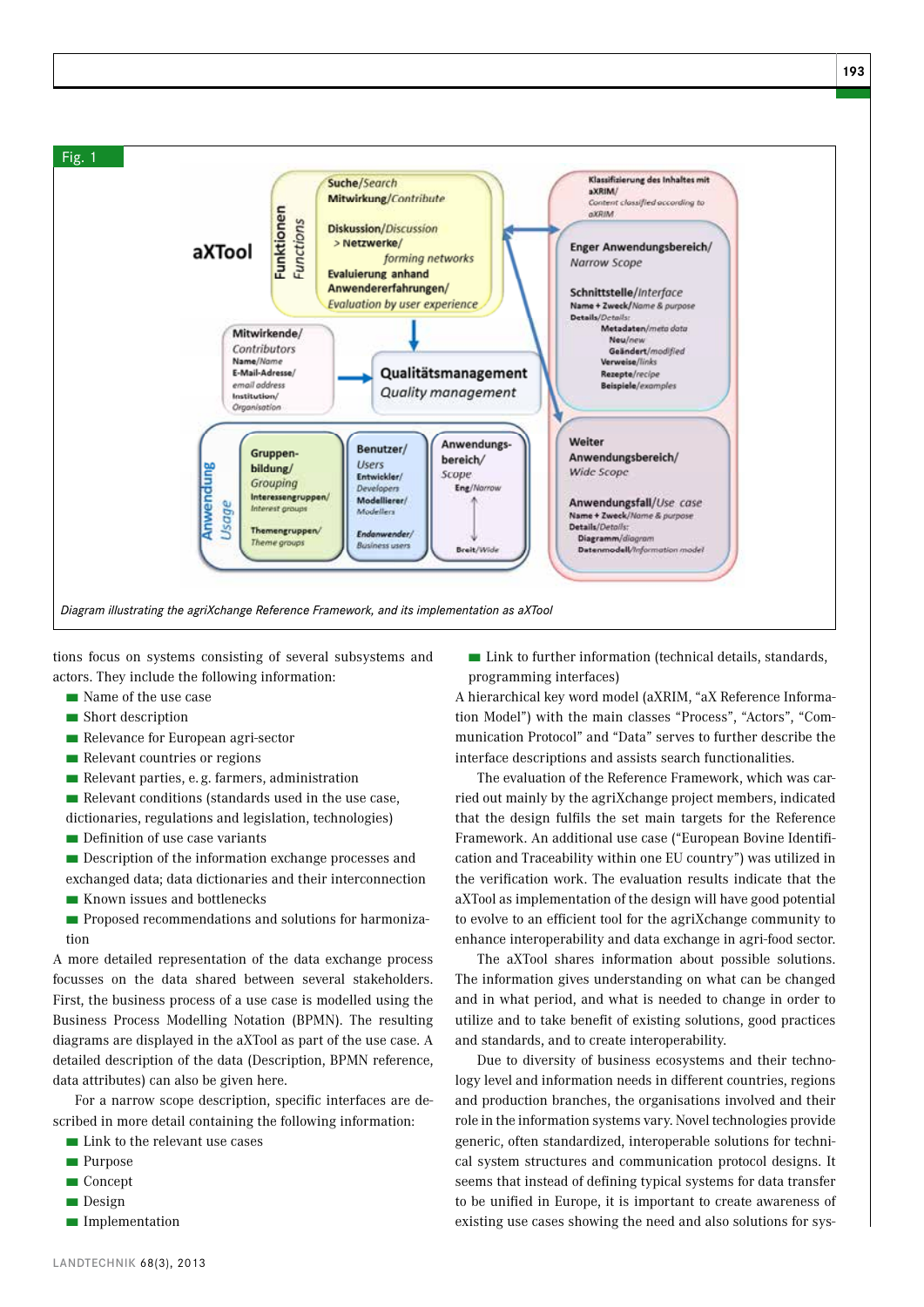Fig. 1

Diagram illustrating the agriXchange Reference Framework, and its implementation as aXTool

tions focus on systems consisting of several subsystems and actors. They include the following information:

- Name of the use case
- Short description
- Relevance for European agri-sector
- Relevant countries or regions
- Relevant parties, e. g. farmers, administration
- Relevant conditions (standards used in the use case, dictionaries, regulations and legislation, technologies)
- Definition of use case variants
- Description of the information exchange processes and exchanged data; data dictionaries and their interconnection
- Known issues and bottlenecks
- Proposed recommendations and solutions for harmonization

A more detailed representation of the data exchange process focusses on the data shared between several stakeholders. First, the business process of a use case is modelled using the Business Process Modelling Notation (BPMN). The resulting diagrams are displayed in the aXTool as part of the use case. A detailed description of the data (Description, BPMN reference, data attributes) can also be given here.

For a narrow scope description, specific interfaces are described in more detail containing the following information:

- Link to the relevant use cases
- Purpose
- Concept
- Design
- Implementation
- Link to further information (technical details, standards, programming interfaces)

A hierarchical key word model (aXRIM, "aX Reference Information Model") with the main classes "Process", "Actors", "Communication Protocol" and "Data" serves to further describe the interface descriptions and assists search functionalities.

The evaluation of the Reference Framework, which was carried out mainly by the agriXchange project members, indicated that the design fulfils the set main targets for the Reference Framework. An additional use case ("European Bovine Identification and Traceability within one EU country") was utilized in the verification work. The evaluation results indicate that the aXTool as implementation of the design will have good potential to evolve to an efficient tool for the agriXchange community to enhance interoperability and data exchange in agri-food sector.

The aXTool shares information about possible solutions. The information gives understanding on what can be changed and in what period, and what is needed to change in order to utilize and to take benefit of existing solutions, good practices and standards, and to create interoperability.

Due to diversity of business ecosystems and their technology level and information needs in different countries, regions and production branches, the organisations involved and their role in the information systems vary. Novel technologies provide generic, often standardized, interoperable solutions for technical system structures and communication protocol designs. It seems that instead of defining typical systems for data transfer to be unified in Europe, it is important to create awareness of existing use cases showing the need and also solutions for sys-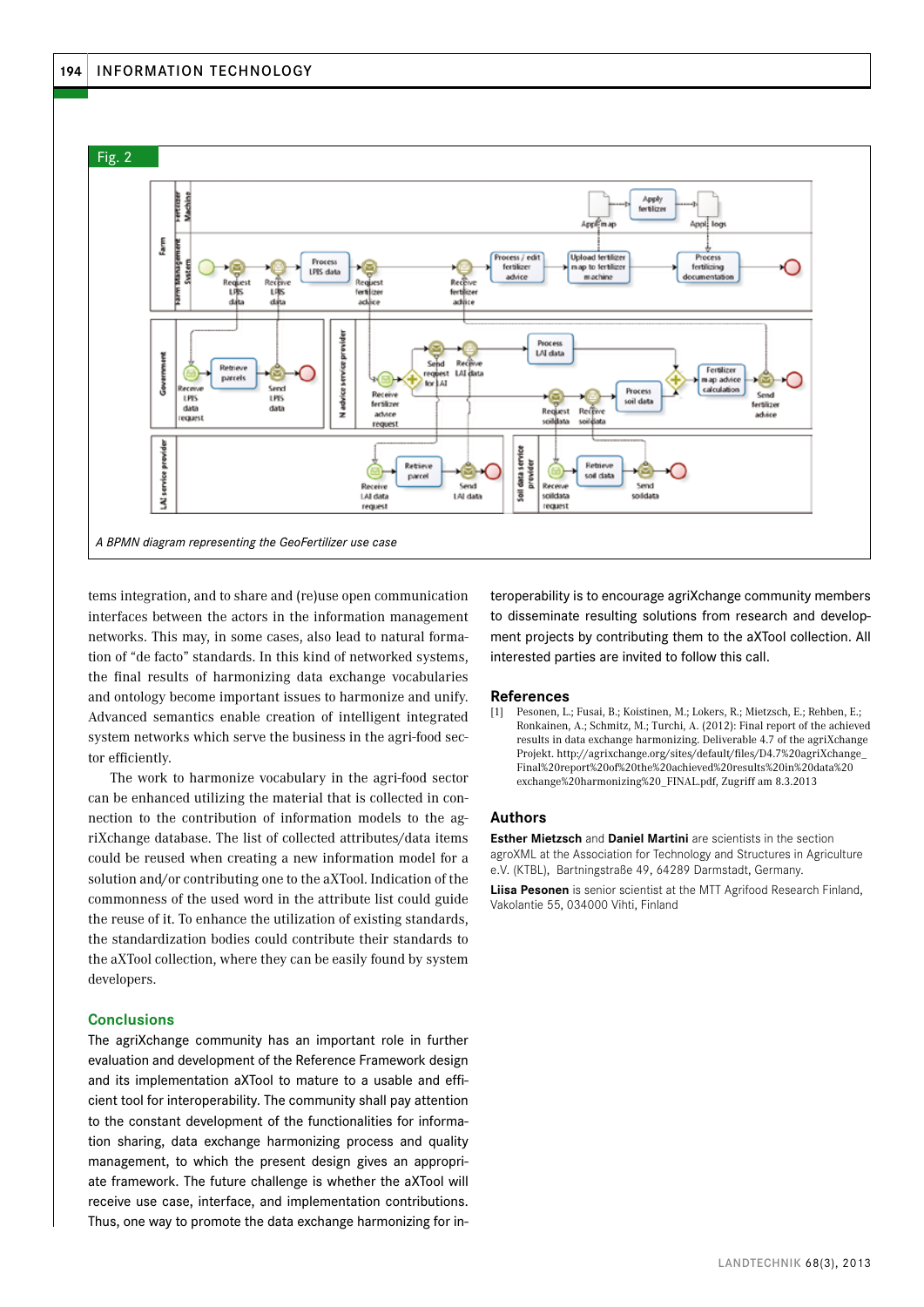Fig. 2

*A BPMN diagram representing the GeoFertilizer use case*

tems integration, and to share and (re)use open communication interfaces between the actors in the information management networks. This may, in some cases, also lead to natural formation of "de facto" standards. In this kind of networked systems, the final results of harmonizing data exchange vocabularies and ontology become important issues to harmonize and unify. Advanced semantics enable creation of intelligent integrated system networks which serve the business in the agri-food sector efficiently.

The work to harmonize vocabulary in the agri-food sector can be enhanced utilizing the material that is collected in connection to the contribution of information models to the agriXchange database. The list of collected attributes/data items could be reused when creating a new information model for a solution and/or contributing one to the aXTool. Indication of the commonness of the used word in the attribute list could guide the reuse of it. To enhance the utilization of existing standards, the standardization bodies could contribute their standards to the aXTool collection, where they can be easily found by system developers.

## Conclusions

The agriXchange community has an important role in further evaluation and development of the Reference Framework design and its implementation aXTool to mature to a usable and efficient tool for interoperability. The community shall pay attention to the constant development of the functionalities for information sharing, data exchange harmonizing process and quality management, to which the present design gives an appropriate framework. The future challenge is whether the aXTool will receive use case, interface, and implementation contributions. Thus, one way to promote the data exchange harmonizing for interoperability is to encourage agriXchange community members to disseminate resulting solutions from research and development projects by contributing them to the aXTool collection. All interested parties are invited to follow this call.

## References

[1] Pesonen, L.; Fusai, B.; Koistinen, M.; Lokers, R.; Mietzsch, E.; Rehben, E.; Ronkainen, A.; Schmitz, M.; Turchi, A. (2012): Final report of the achieved results in data exchange harmonizing. Deliverable 4.7 of the agriXchange Projekt. http://agrixchange.org/sites/default/files/D4.7%20agriXchange_Final%20report%20of%20the%20achieved%20results%20in%20data%20exchange%20harmonizing%20_FINAL.pdf, Zugriff am 8.3.2013

## Authors

**Esther Mietzsch** and **Daniel Martini** are scientists in the section agroXML at the Association for Technology and Structures in Agriculture e.V. (KTBL), Bartningstraße 49, 64289 Darmstadt, Germany.

**Liisa Pesonen** is senior scientist at the MTT Agrifood Research Finland, Vakolantie 55, 034000 Vihti, Finland